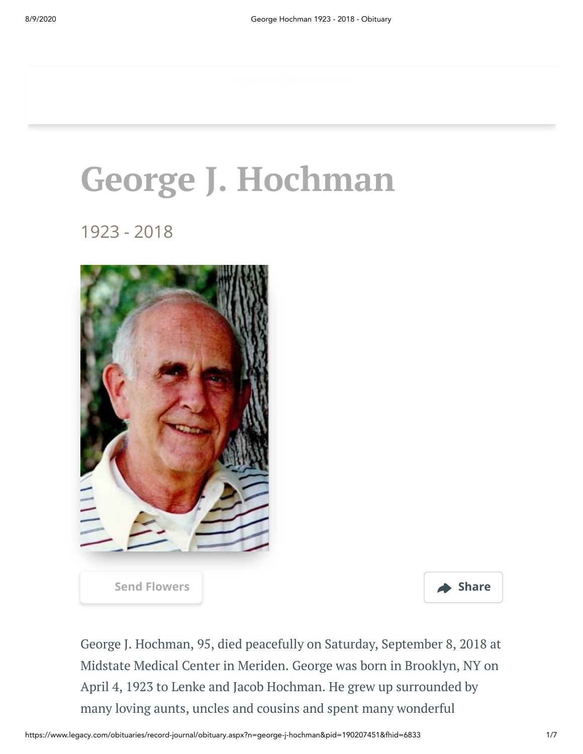# George J. Hochman

1923 - 2018

Send Flowers

Share

George J. Hochman, 95, died peacefully on Saturday, September 8, 2018 at Midstate Medical Center in Meriden. George was born in Brooklyn, NY on April 4, 1923 to Lenke and Jacob Hochman. He grew up surrounded by many loving aunts, uncles and cousins and spent many wonderful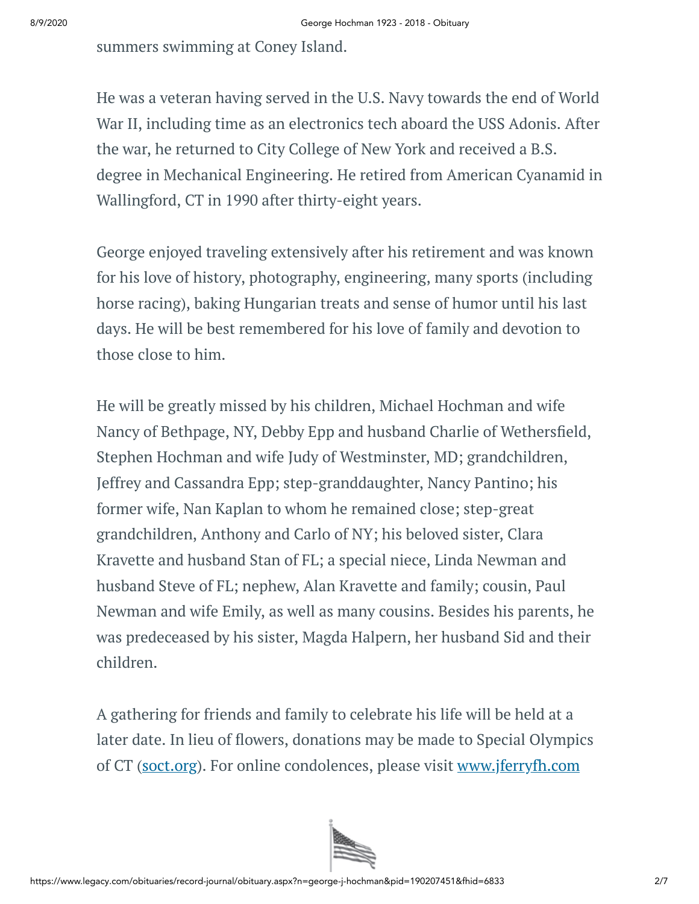summers swimming at Coney Island.

He was a veteran having served in the U.S. Navy towards the end of World War II, including time as an electronics tech aboard the USS Adonis. After the war, he returned to City College of New York and received a B.S. degree in Mechanical Engineering. He retired from American Cyanamid in Wallingford, CT in 1990 after thirty-eight years.

George enjoyed traveling extensively after his retirement and was known for his love of history, photography, engineering, many sports (including horse racing), baking Hungarian treats and sense of humor until his last days. He will be best remembered for his love of family and devotion to those close to him.

He will be greatly missed by his children, Michael Hochman and wife Nancy of Bethpage, NY, Debby Epp and husband Charlie of Wethersfield, Stephen Hochman and wife Judy of Westminster, MD; grandchildren, Jeffrey and Cassandra Epp; step-granddaughter, Nancy Pantino; his former wife, Nan Kaplan to whom he remained close; step-great grandchildren, Anthony and Carlo of NY; his beloved sister, Clara Kravette and husband Stan of FL; a special niece, Linda Newman and husband Steve of FL; nephew, Alan Kravette and family; cousin, Paul Newman and wife Emily, as well as many cousins. Besides his parents, he was predeceased by his sister, Magda Halpern, her husband Sid and their children.

A gathering for friends and family to celebrate his life will be held at a later date. In lieu of flowers, donations may be made to Special Olympics of CT (soct.org). For online condolences, please visit www.jferryfh.com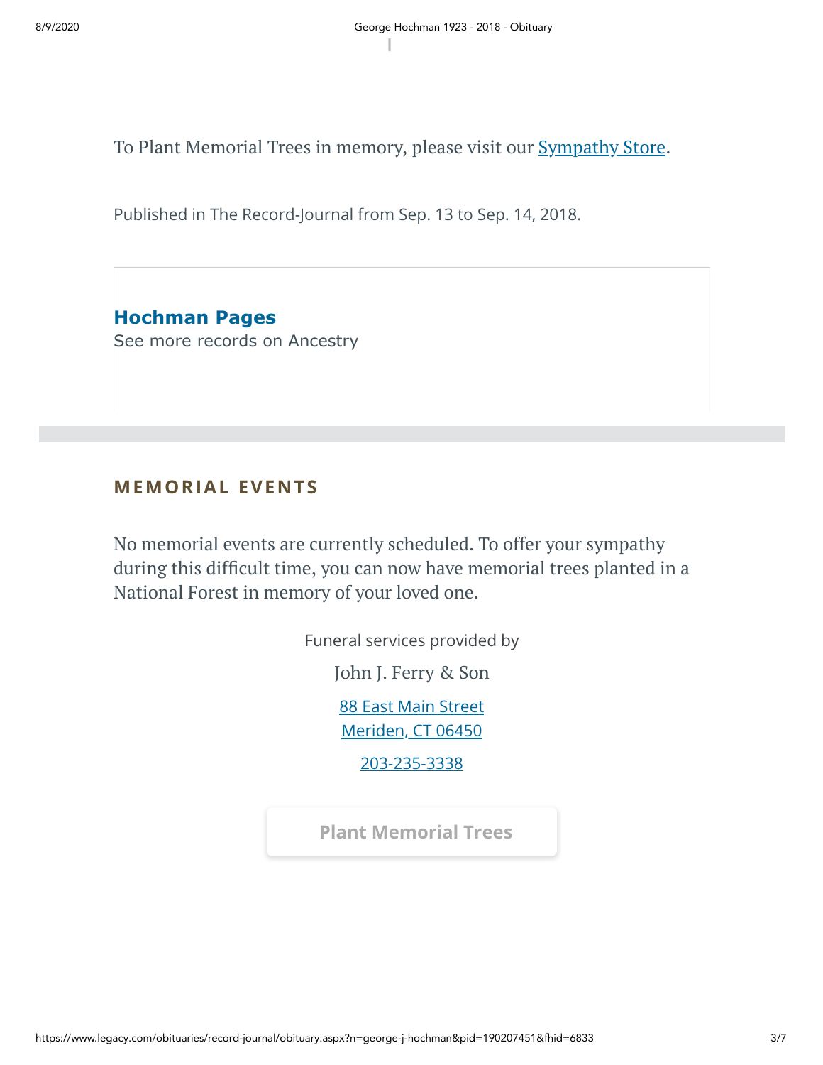To Plant Memorial Trees in memory, please visit our [Sympathy Store](#).

Published in The Record-Journal from Sep. 13 to Sep. 14, 2018.

**Hochman Pages**

See more records on Ancestry

## MEMORIAL EVENTS

No memorial events are currently scheduled. To offer your sympathy during this difficult time, you can now have memorial trees planted in a National Forest in memory of your loved one.

Funeral services provided by

John J. Ferry & Son

88 East Main Street
Meriden, CT 06450

203-235-3338

Plant Memorial Trees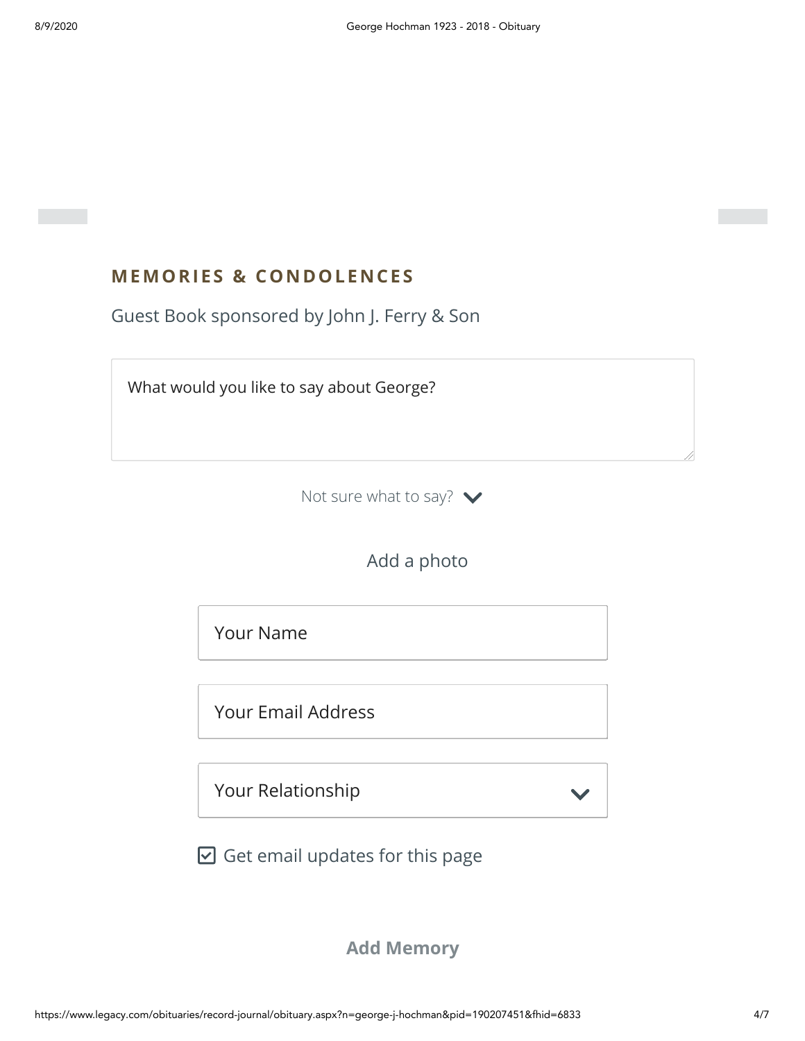## MEMORIES & CONDOLENCES

Guest Book sponsored by John J. Ferry & Son

What would you like to say about George?

Not sure what to say?

Add a photo

Your Name

Your Email Address

Your Relationship

☑ Get email updates for this page

Add Memory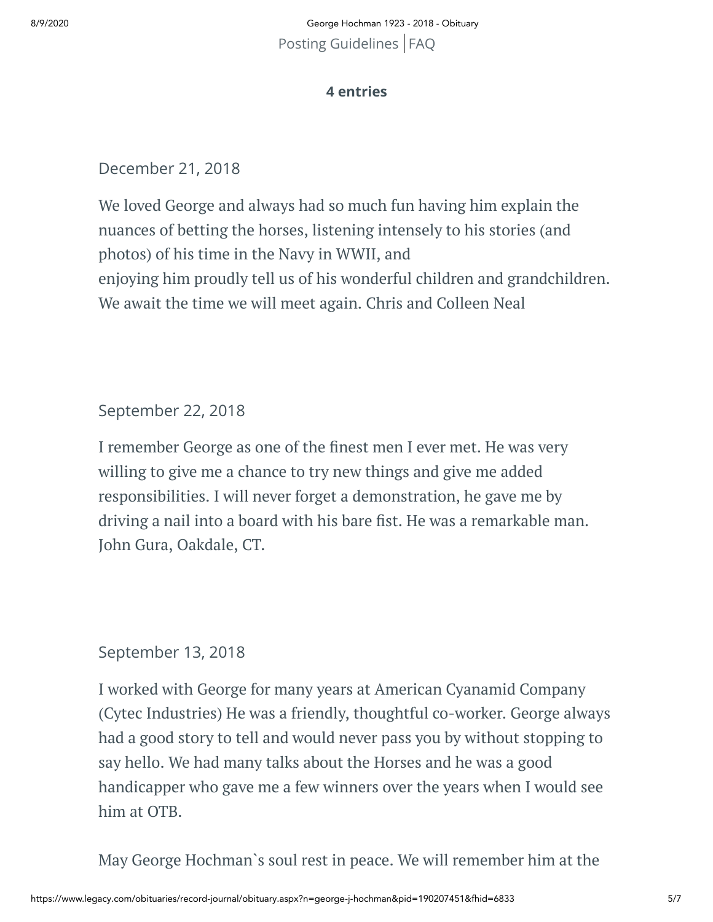Posting Guidelines | FAQ

**4 entries**

December 21, 2018

We loved George and always had so much fun having him explain the nuances of betting the horses, listening intensely to his stories (and photos) of his time in the Navy in WWII, and
enjoying him proudly tell us of his wonderful children and grandchildren. We await the time we will meet again. Chris and Colleen Neal

September 22, 2018

I remember George as one of the finest men I ever met. He was very willing to give me a chance to try new things and give me added responsibilities. I will never forget a demonstration, he gave me by driving a nail into a board with his bare fist. He was a remarkable man. John Gura, Oakdale, CT.

September 13, 2018

I worked with George for many years at American Cyanamid Company (Cytec Industries) He was a friendly, thoughtful co-worker. George always had a good story to tell and would never pass you by without stopping to say hello. We had many talks about the Horses and he was a good handicapper who gave me a few winners over the years when I would see him at OTB.

May George Hochman`s soul rest in peace. We will remember him at the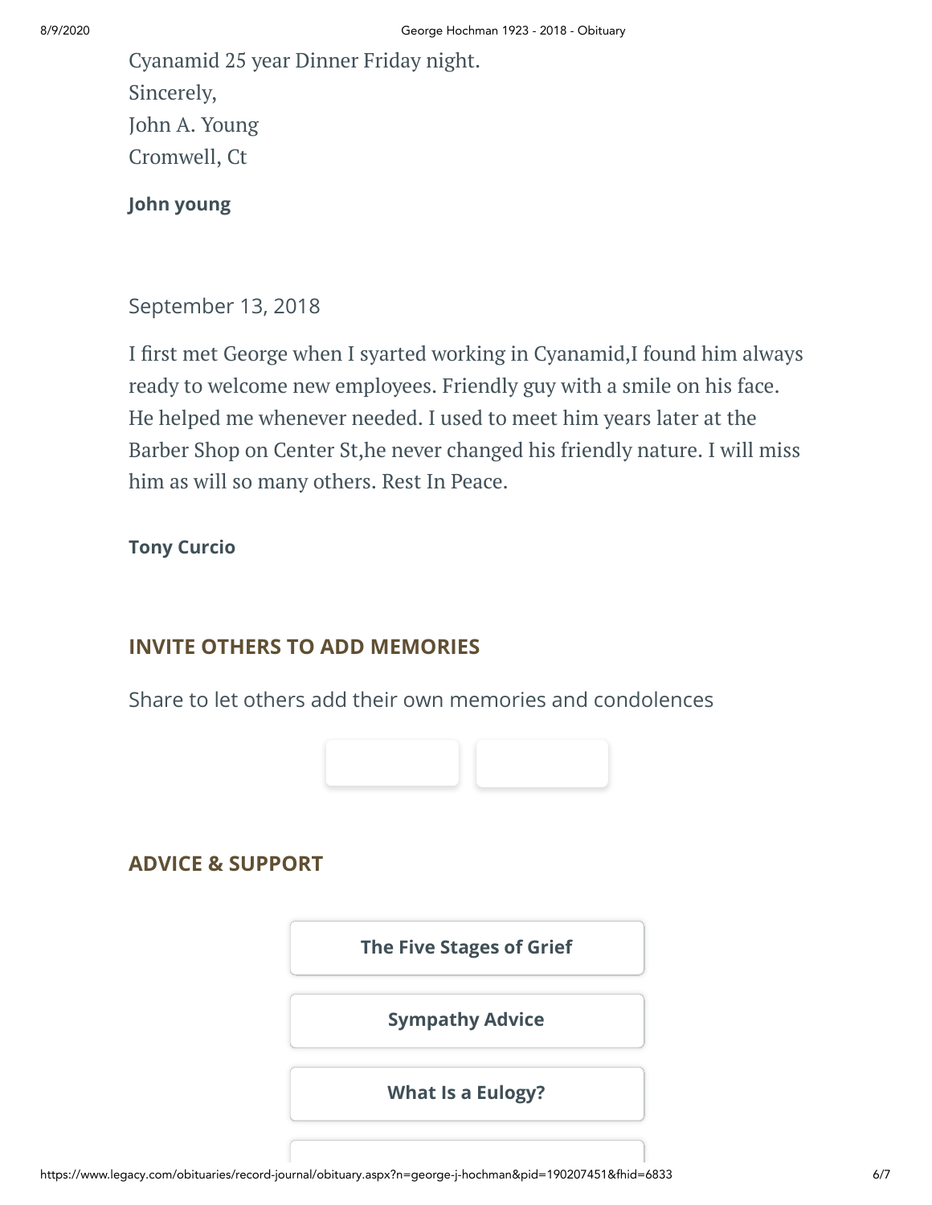Cyanamid 25 year Dinner Friday night.
Sincerely,
John A. Young
Cromwell, Ct

**John young**

September 13, 2018

I first met George when I syarted working in Cyanamid,I found him always ready to welcome new employees. Friendly guy with a smile on his face. He helped me whenever needed. I used to meet him years later at the Barber Shop on Center St,he never changed his friendly nature. I will miss him as will so many others. Rest In Peace.

**Tony Curcio**

## INVITE OTHERS TO ADD MEMORIES

Share to let others add their own memories and condolences

## ADVICE & SUPPORT

**The Five Stages of Grief**

**Sympathy Advice**

**What Is a Eulogy?**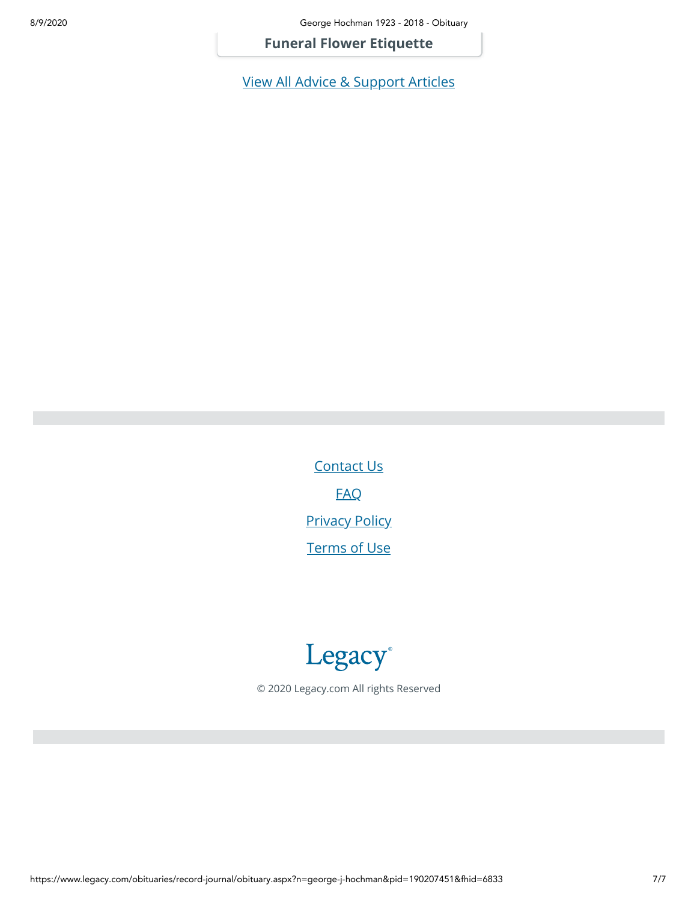**Funeral Flower Etiquette**

[View All Advice & Support Articles]

[Contact Us]

[FAQ]

[Privacy Policy]

[Terms of Use]

Legacy®

© 2020 Legacy.com All rights Reserved